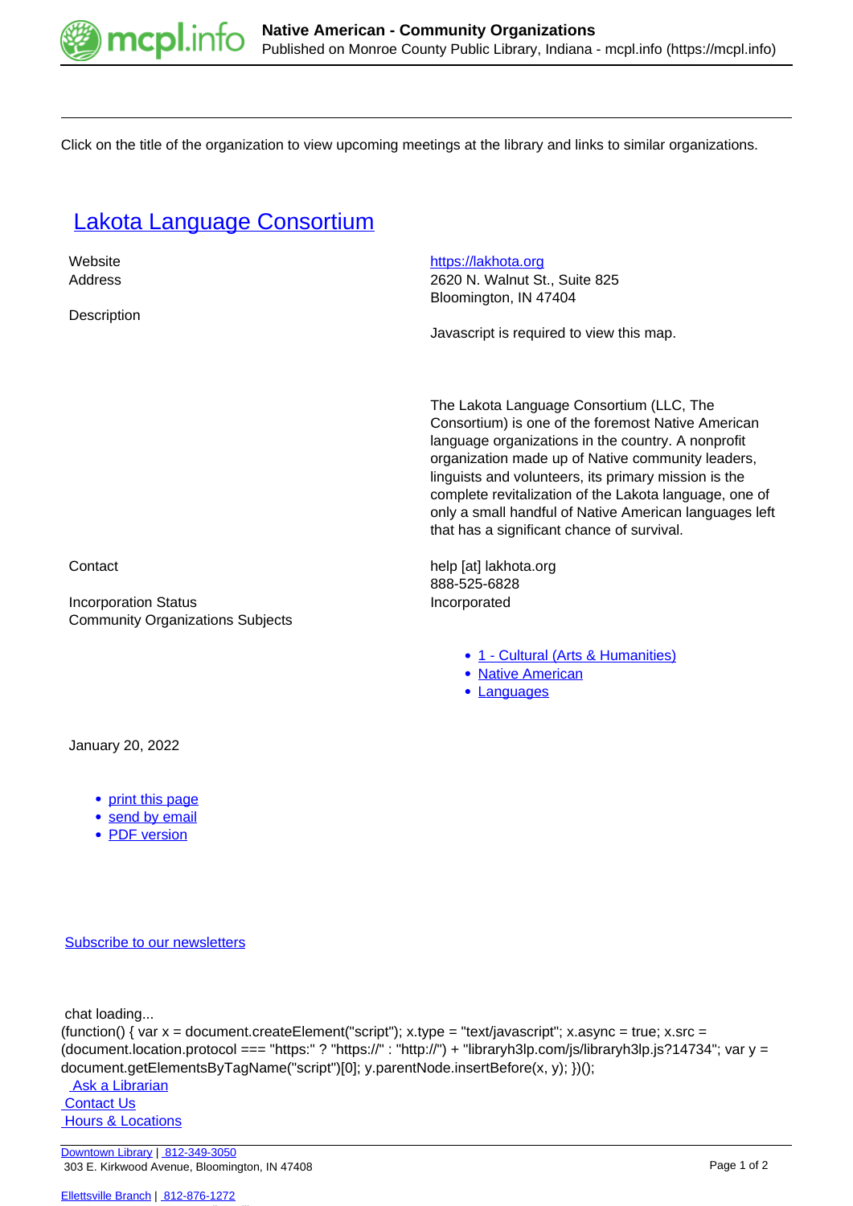Click on the title of the organization to view upcoming meetings at the library and links to similar organizations.

## Lakota Language Consortium

| | |
|---|---|
| Website | https://lakhota.org |
| Address | 2620 N. Walnut St., Suite 825<br>Bloomington, IN 47404 |
| Description | Javascript is required to view this map.<br><br>The Lakota Language Consortium (LLC, The Consortium) is one of the foremost Native American language organizations in the country. A nonprofit organization made up of Native community leaders, linguists and volunteers, its primary mission is the complete revitalization of the Lakota language, one of only a small handful of Native American languages left that has a significant chance of survival. |
| Contact | help [at] lakhota.org<br>888-525-6828 |
| Incorporation Status | Incorporated |
| Community Organizations Subjects | 1 - Cultural (Arts & Humanities)<br>Native American<br>Languages |

January 20, 2022

- print this page
- send by email
- PDF version

Subscribe to our newsletters

chat loading...

```
(function() { var x = document.createElement("script"); x.type = "text/javascript"; x.async = true; x.src = (document.location.protocol === "https:" ? "https://" : "http://") + "libraryh3lp.com/js/libraryh3lp.js?14734"; var y = document.getElementsByTagName("script")[0]; y.parentNode.insertBefore(x, y); })();
```

Ask a Librarian
Contact Us
Hours & Locations

Downtown Library | 812-349-3050
303 E. Kirkwood Avenue, Bloomington, IN 47408

Ellettsville Branch | 812-876-1272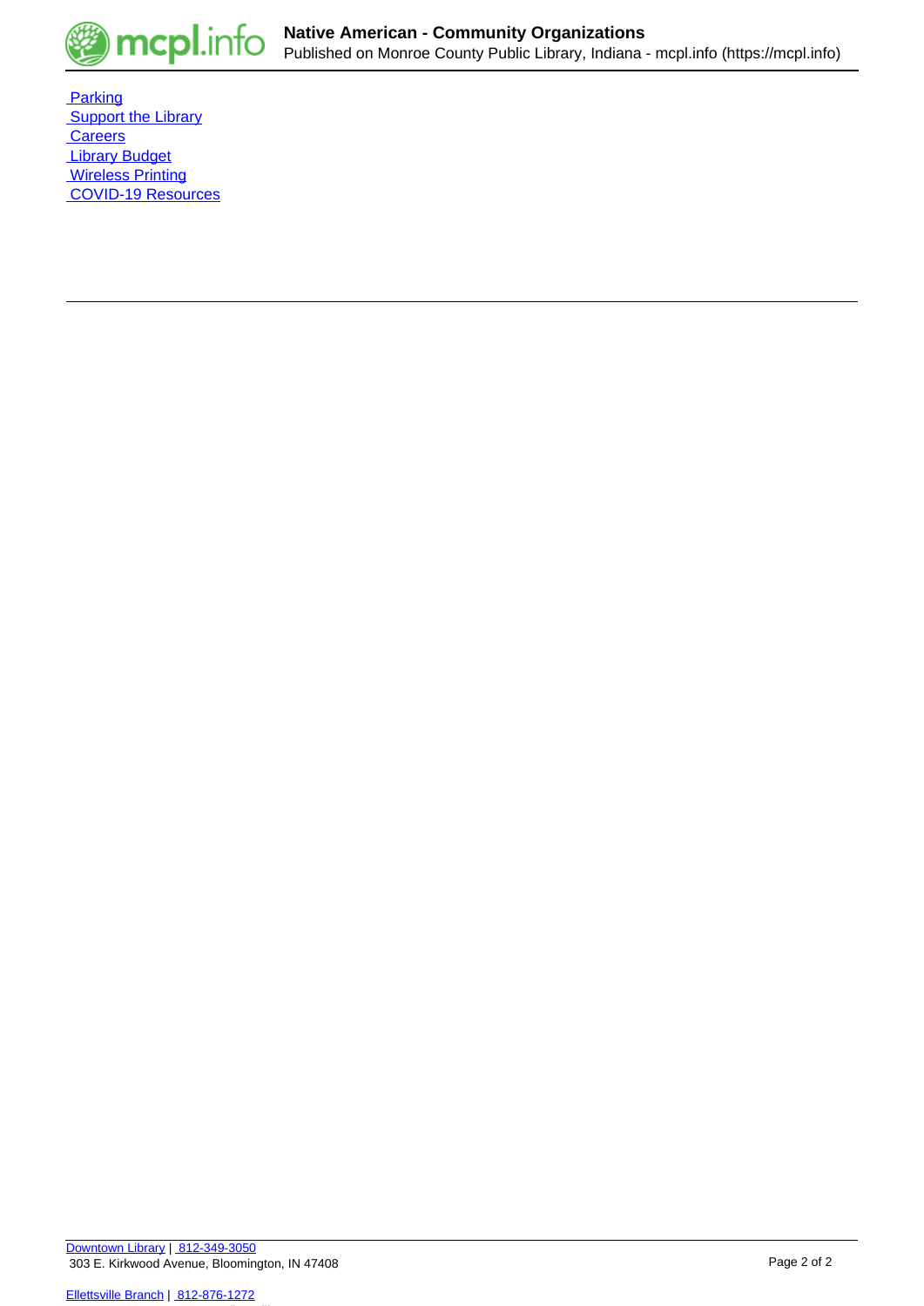- Parking
- Support the Library
- Careers
- Library Budget
- Wireless Printing
- COVID-19 Resources

---

Downtown Library | 812-349-3050
303 E. Kirkwood Avenue, Bloomington, IN 47408

Ellettsville Branch | 812-876-1272